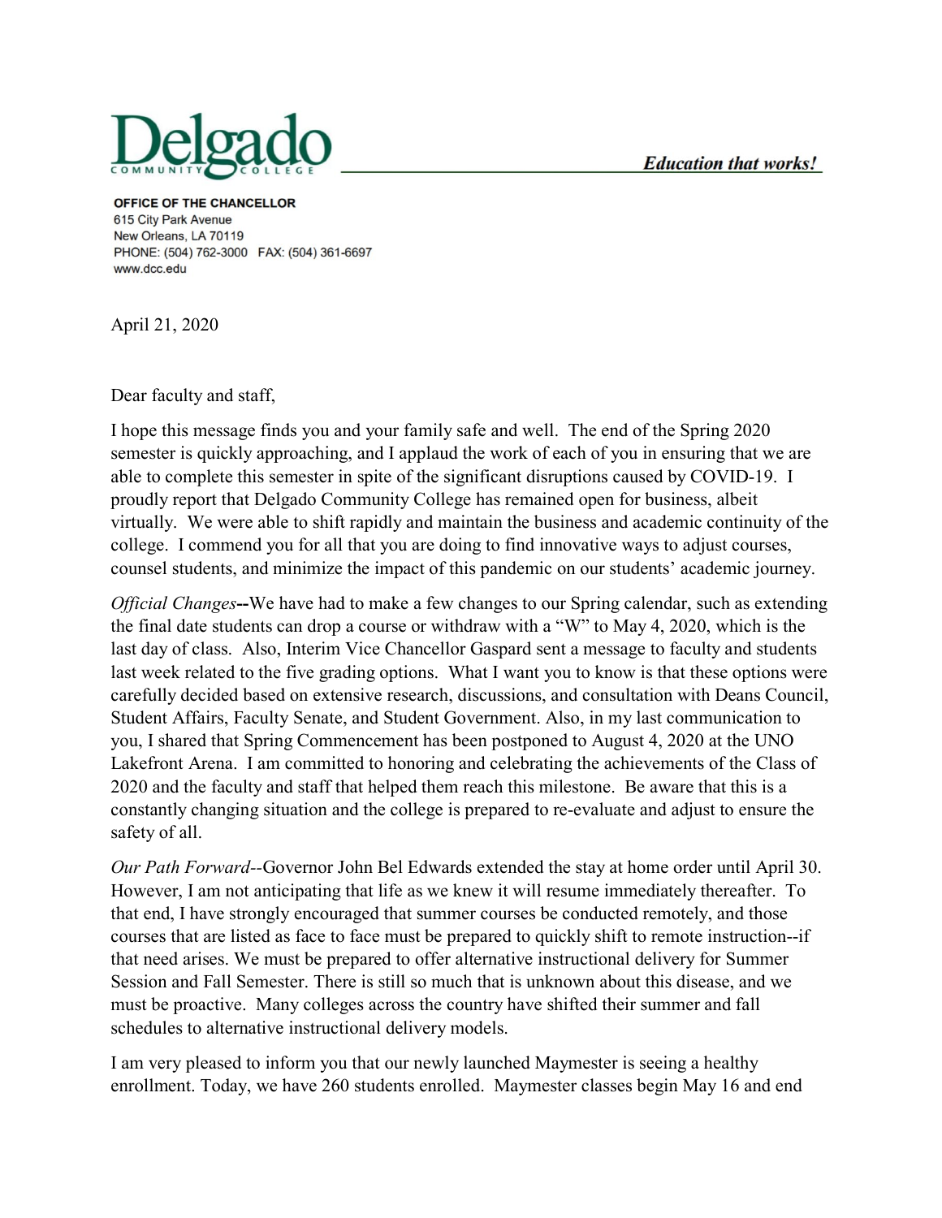**Delgado** COMMUNITY COLLEGE — *Education that works!*

**OFFICE OF THE CHANCELLOR**
615 City Park Avenue
New Orleans, LA 70119
PHONE: (504) 762-3000 FAX: (504) 361-6697
www.dcc.edu

April 21, 2020

Dear faculty and staff,

I hope this message finds you and your family safe and well. The end of the Spring 2020 semester is quickly approaching, and I applaud the work of each of you in ensuring that we are able to complete this semester in spite of the significant disruptions caused by COVID-19. I proudly report that Delgado Community College has remained open for business, albeit virtually. We were able to shift rapidly and maintain the business and academic continuity of the college. I commend you for all that you are doing to find innovative ways to adjust courses, counsel students, and minimize the impact of this pandemic on our students' academic journey.

*Official Changes*--We have had to make a few changes to our Spring calendar, such as extending the final date students can drop a course or withdraw with a "W" to May 4, 2020, which is the last day of class. Also, Interim Vice Chancellor Gaspard sent a message to faculty and students last week related to the five grading options. What I want you to know is that these options were carefully decided based on extensive research, discussions, and consultation with Deans Council, Student Affairs, Faculty Senate, and Student Government. Also, in my last communication to you, I shared that Spring Commencement has been postponed to August 4, 2020 at the UNO Lakefront Arena. I am committed to honoring and celebrating the achievements of the Class of 2020 and the faculty and staff that helped them reach this milestone. Be aware that this is a constantly changing situation and the college is prepared to re-evaluate and adjust to ensure the safety of all.

*Our Path Forward*--Governor John Bel Edwards extended the stay at home order until April 30. However, I am not anticipating that life as we knew it will resume immediately thereafter. To that end, I have strongly encouraged that summer courses be conducted remotely, and those courses that are listed as face to face must be prepared to quickly shift to remote instruction--if that need arises. We must be prepared to offer alternative instructional delivery for Summer Session and Fall Semester. There is still so much that is unknown about this disease, and we must be proactive. Many colleges across the country have shifted their summer and fall schedules to alternative instructional delivery models.

I am very pleased to inform you that our newly launched Maymester is seeing a healthy enrollment. Today, we have 260 students enrolled. Maymester classes begin May 16 and end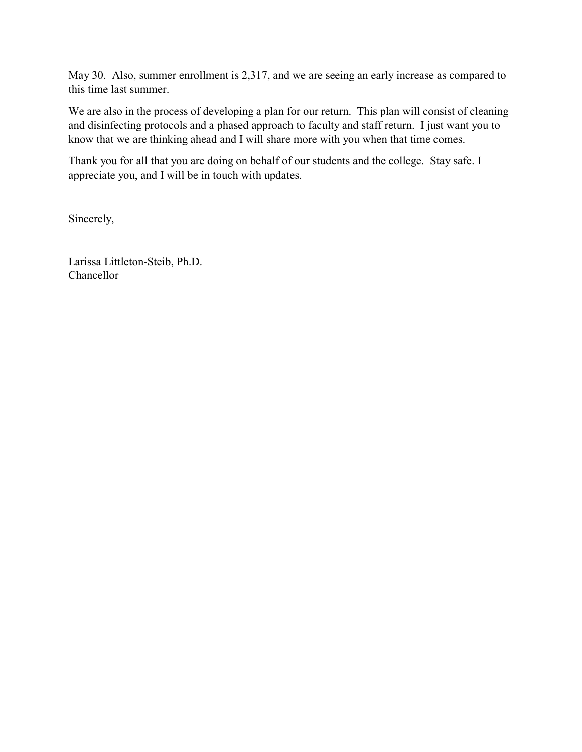May 30. Also, summer enrollment is 2,317, and we are seeing an early increase as compared to this time last summer.

We are also in the process of developing a plan for our return. This plan will consist of cleaning and disinfecting protocols and a phased approach to faculty and staff return. I just want you to know that we are thinking ahead and I will share more with you when that time comes.

Thank you for all that you are doing on behalf of our students and the college. Stay safe. I appreciate you, and I will be in touch with updates.

Sincerely,

Larissa Littleton-Steib, Ph.D.  
Chancellor